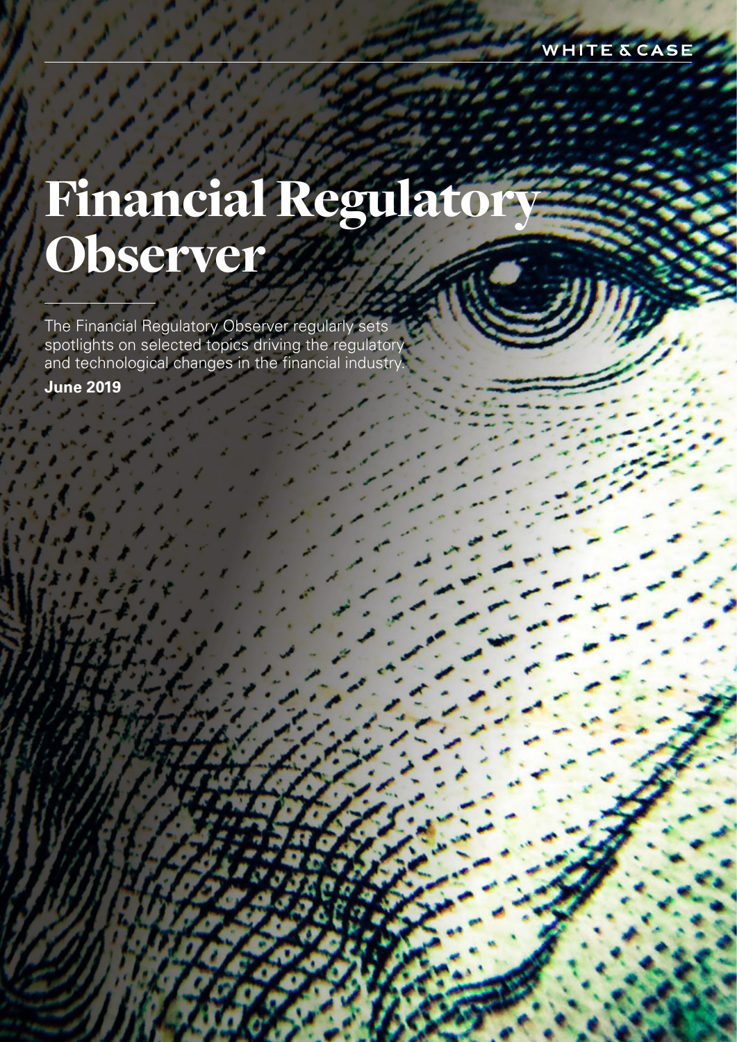WHITE & CASE

# Financial Regulatory Observer

The Financial Regulatory Observer regularly sets spotlights on selected topics driving the regulatory and technological changes in the financial industry.

**June 2019**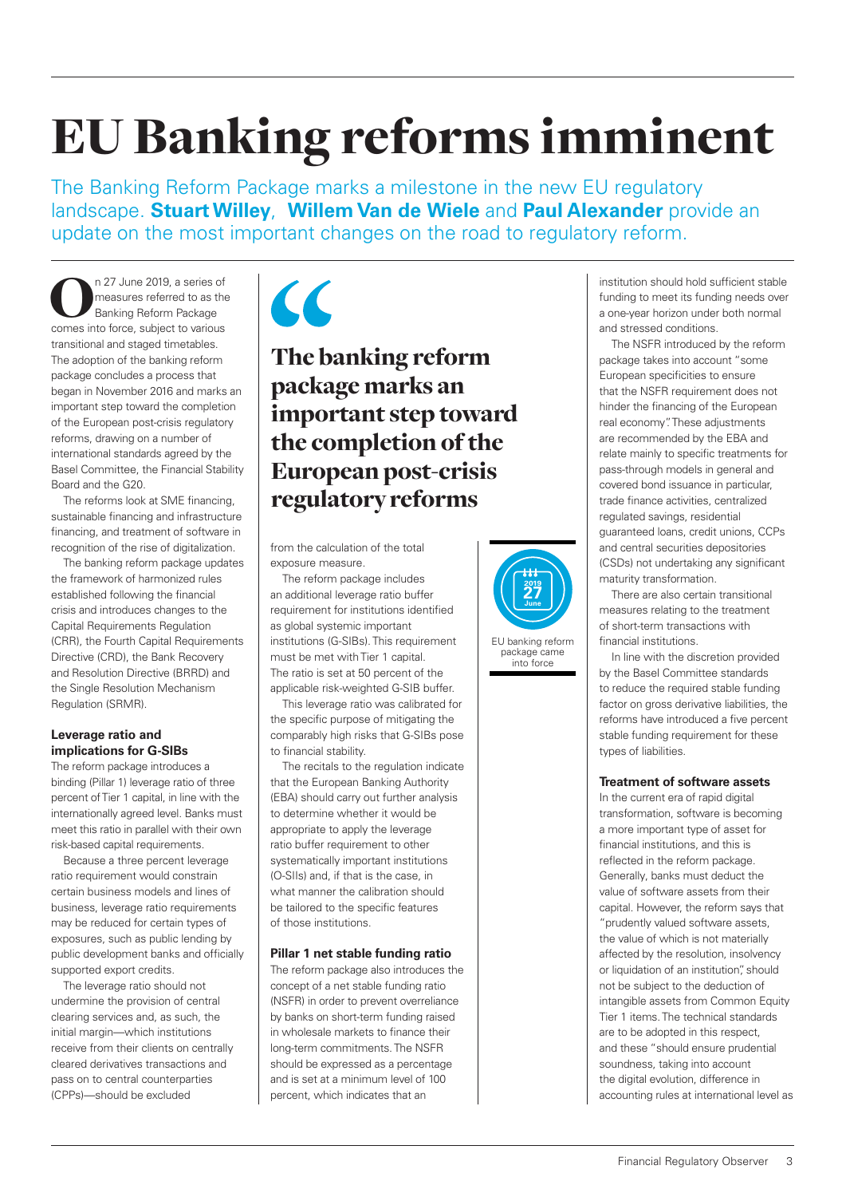# EU Banking reforms imminent

The Banking Reform Package marks a milestone in the new EU regulatory landscape. **Stuart Willey**, **Willem Van de Wiele** and **Paul Alexander** provide an update on the most important changes on the road to regulatory reform.

On 27 June 2019, a series of measures referred to as the Banking Reform Package comes into force, subject to various transitional and staged timetables. The adoption of the banking reform package concludes a process that began in November 2016 and marks an important step toward the completion of the European post-crisis regulatory reforms, drawing on a number of international standards agreed by the Basel Committee, the Financial Stability Board and the G20.

The reforms look at SME financing, sustainable financing and infrastructure financing, and treatment of software in recognition of the rise of digitalization.

The banking reform package updates the framework of harmonized rules established following the financial crisis and introduces changes to the Capital Requirements Regulation (CRR), the Fourth Capital Requirements Directive (CRD), the Bank Recovery and Resolution Directive (BRRD) and the Single Resolution Mechanism Regulation (SRMR).

> **The banking reform package marks an important step toward the completion of the European post-crisis regulatory reforms**

### Leverage ratio and implications for G-SIBs

The reform package introduces a binding (Pillar 1) leverage ratio of three percent of Tier 1 capital, in line with the internationally agreed level. Banks must meet this ratio in parallel with their own risk-based capital requirements.

Because a three percent leverage ratio requirement would constrain certain business models and lines of business, leverage ratio requirements may be reduced for certain types of exposures, such as public lending by public development banks and officially supported export credits.

The leverage ratio should not undermine the provision of central clearing services and, as such, the initial margin—which institutions receive from their clients on centrally cleared derivatives transactions and pass on to central counterparties (CPPs)—should be excluded from the calculation of the total exposure measure.

The reform package includes an additional leverage ratio buffer requirement for institutions identified as global systemic important institutions (G-SIBs). This requirement must be met with Tier 1 capital. The ratio is set at 50 percent of the applicable risk-weighted G-SIB buffer.

This leverage ratio was calibrated for the specific purpose of mitigating the comparably high risks that G-SIBs pose to financial stability.

The recitals to the regulation indicate that the European Banking Authority (EBA) should carry out further analysis to determine whether it would be appropriate to apply the leverage ratio buffer requirement to other systematically important institutions (O-SIIs) and, if that is the case, in what manner the calibration should be tailored to the specific features of those institutions.

2019 27 June

EU banking reform package came into force

### Pillar 1 net stable funding ratio

The reform package also introduces the concept of a net stable funding ratio (NSFR) in order to prevent overreliance by banks on short-term funding raised in wholesale markets to finance their long-term commitments. The NSFR should be expressed as a percentage and is set at a minimum level of 100 percent, which indicates that an institution should hold sufficient stable funding to meet its funding needs over a one-year horizon under both normal and stressed conditions.

The NSFR introduced by the reform package takes into account "some European specificities to ensure that the NSFR requirement does not hinder the financing of the European real economy". These adjustments are recommended by the EBA and relate mainly to specific treatments for pass-through models in general and covered bond issuance in particular, trade finance activities, centralized regulated savings, residential guaranteed loans, credit unions, CCPs and central securities depositories (CSDs) not undertaking any significant maturity transformation.

There are also certain transitional measures relating to the treatment of short-term transactions with financial institutions.

In line with the discretion provided by the Basel Committee standards to reduce the required stable funding factor on gross derivative liabilities, the reforms have introduced a five percent stable funding requirement for these types of liabilities.

### Treatment of software assets

In the current era of rapid digital transformation, software is becoming a more important type of asset for financial institutions, and this is reflected in the reform package. Generally, banks must deduct the value of software assets from their capital. However, the reform says that "prudently valued software assets, the value of which is not materially affected by the resolution, insolvency or liquidation of an institution", should not be subject to the deduction of intangible assets from Common Equity Tier 1 items. The technical standards are to be adopted in this respect, and these "should ensure prudential soundness, taking into account the digital evolution, difference in accounting rules at international level as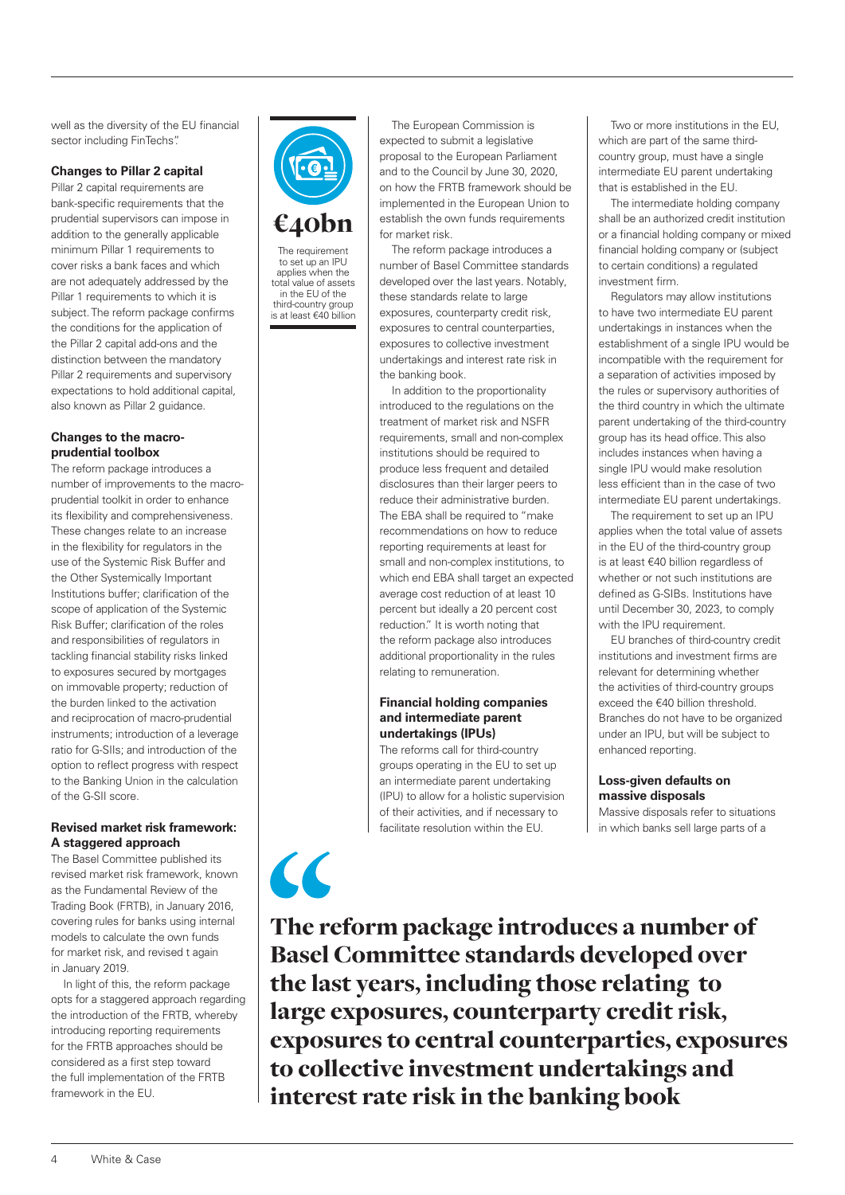well as the diversity of the EU financial sector including FinTechs".

### Changes to Pillar 2 capital

Pillar 2 capital requirements are bank-specific requirements that the prudential supervisors can impose in addition to the generally applicable minimum Pillar 1 requirements to cover risks a bank faces and which are not adequately addressed by the Pillar 1 requirements to which it is subject. The reform package confirms the conditions for the application of the Pillar 2 capital add-ons and the distinction between the mandatory Pillar 2 requirements and supervisory expectations to hold additional capital, also known as Pillar 2 guidance.

### Changes to the macro-prudential toolbox

The reform package introduces a number of improvements to the macro-prudential toolkit in order to enhance its flexibility and comprehensiveness. These changes relate to an increase in the flexibility for regulators in the use of the Systemic Risk Buffer and the Other Systemically Important Institutions buffer; clarification of the scope of application of the Systemic Risk Buffer; clarification of the roles and responsibilities of regulators in tackling financial stability risks linked to exposures secured by mortgages on immovable property; reduction of the burden linked to the activation and reciprocation of macro-prudential instruments; introduction of a leverage ratio for G-SIIs; and introduction of the option to reflect progress with respect to the Banking Union in the calculation of the G-SII score.

### Revised market risk framework: A staggered approach

The Basel Committee published its revised market risk framework, known as the Fundamental Review of the Trading Book (FRTB), in January 2016, covering rules for banks using internal models to calculate the own funds for market risk, and revised t again in January 2019.

In light of this, the reform package opts for a staggered approach regarding the introduction of the FRTB, whereby introducing reporting requirements for the FRTB approaches should be considered as a first step toward the full implementation of the FRTB framework in the EU.

**€40bn**

The requirement to set up an IPU applies when the total value of assets in the EU of the third-country group is at least €40 billion

The European Commission is expected to submit a legislative proposal to the European Parliament and to the Council by June 30, 2020, on how the FRTB framework should be implemented in the European Union to establish the own funds requirements for market risk.

The reform package introduces a number of Basel Committee standards developed over the last years. Notably, these standards relate to large exposures, counterparty credit risk, exposures to central counterparties, exposures to collective investment undertakings and interest rate risk in the banking book.

In addition to the proportionality introduced to the regulations on the treatment of market risk and NSFR requirements, small and non-complex institutions should be required to produce less frequent and detailed disclosures than their larger peers to reduce their administrative burden. The EBA shall be required to "make recommendations on how to reduce reporting requirements at least for small and non-complex institutions, to which end EBA shall target an expected average cost reduction of at least 10 percent but ideally a 20 percent cost reduction." It is worth noting that the reform package also introduces additional proportionality in the rules relating to remuneration.

### Financial holding companies and intermediate parent undertakings (IPUs)

The reforms call for third-country groups operating in the EU to set up an intermediate parent undertaking (IPU) to allow for a holistic supervision of their activities, and if necessary to facilitate resolution within the EU.

Two or more institutions in the EU, which are part of the same third-country group, must have a single intermediate EU parent undertaking that is established in the EU.

The intermediate holding company shall be an authorized credit institution or a financial holding company or mixed financial holding company or (subject to certain conditions) a regulated investment firm.

Regulators may allow institutions to have two intermediate EU parent undertakings in instances when the establishment of a single IPU would be incompatible with the requirement for a separation of activities imposed by the rules or supervisory authorities of the third country in which the ultimate parent undertaking of the third-country group has its head office. This also includes instances when having a single IPU would make resolution less efficient than in the case of two intermediate EU parent undertakings.

The requirement to set up an IPU applies when the total value of assets in the EU of the third-country group is at least €40 billion regardless of whether or not such institutions are defined as G-SIBs. Institutions have until December 30, 2023, to comply with the IPU requirement.

EU branches of third-country credit institutions and investment firms are relevant for determining whether the activities of third-country groups exceed the €40 billion threshold. Branches do not have to be organized under an IPU, but will be subject to enhanced reporting.

### Loss-given defaults on massive disposals

Massive disposals refer to situations in which banks sell large parts of a

> **The reform package introduces a number of Basel Committee standards developed over the last years, including those relating to large exposures, counterparty credit risk, exposures to central counterparties, exposures to collective investment undertakings and interest rate risk in the banking book**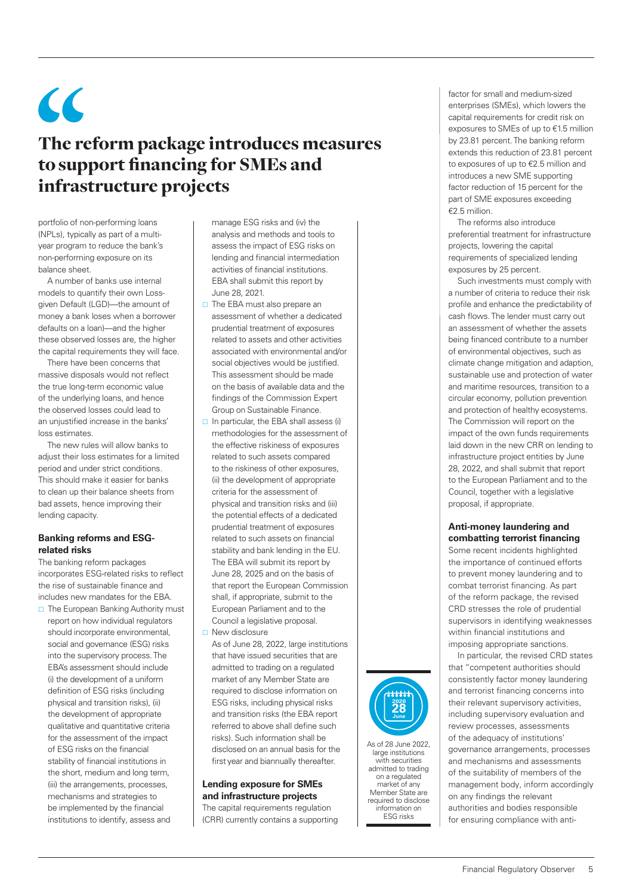> The reform package introduces measures to support financing for SMEs and infrastructure projects

portfolio of non-performing loans (NPLs), typically as part of a multi-year program to reduce the bank's non-performing exposure on its balance sheet.

A number of banks use internal models to quantify their own Loss-given Default (LGD)—the amount of money a bank loses when a borrower defaults on a loan)—and the higher these observed losses are, the higher the capital requirements they will face.

There have been concerns that massive disposals would not reflect the true long-term economic value of the underlying loans, and hence the observed losses could lead to an unjustified increase in the banks' loss estimates.

The new rules will allow banks to adjust their loss estimates for a limited period and under strict conditions. This should make it easier for banks to clean up their balance sheets from bad assets, hence improving their lending capacity.

### Banking reforms and ESG-related risks

The banking reform packages incorporates ESG-related risks to reflect the rise of sustainable finance and includes new mandates for the EBA.

- The European Banking Authority must report on how individual regulators should incorporate environmental, social and governance (ESG) risks into the supervisory process. The EBA's assessment should include (i) the development of a uniform definition of ESG risks (including physical and transition risks), (ii) the development of appropriate qualitative and quantitative criteria for the assessment of the impact of ESG risks on the financial stability of financial institutions in the short, medium and long term, (iii) the arrangements, processes, mechanisms and strategies to be implemented by the financial institutions to identify, assess and manage ESG risks and (iv) the analysis and methods and tools to assess the impact of ESG risks on lending and financial intermediation activities of financial institutions. EBA shall submit this report by June 28, 2021.
- The EBA must also prepare an assessment of whether a dedicated prudential treatment of exposures related to assets and other activities associated with environmental and/or social objectives would be justified. This assessment should be made on the basis of available data and the findings of the Commission Expert Group on Sustainable Finance.
- In particular, the EBA shall assess (i) methodologies for the assessment of the effective riskiness of exposures related to such assets compared to the riskiness of other exposures, (ii) the development of appropriate criteria for the assessment of physical and transition risks and (iii) the potential effects of a dedicated prudential treatment of exposures related to such assets on financial stability and bank lending in the EU. The EBA will submit its report by June 28, 2025 and on the basis of that report the European Commission shall, if appropriate, submit to the European Parliament and to the Council a legislative proposal.
- New disclosure
  As of June 28, 2022, large institutions that have issued securities that are admitted to trading on a regulated market of any Member State are required to disclose information on ESG risks, including physical risks and transition risks (the EBA report referred to above shall define such risks). Such information shall be disclosed on an annual basis for the first year and biannually thereafter.

### Lending exposure for SMEs and infrastructure projects

The capital requirements regulation (CRR) currently contains a supporting factor for small and medium-sized enterprises (SMEs), which lowers the capital requirements for credit risk on exposures to SMEs of up to €1.5 million by 23.81 percent. The banking reform extends this reduction of 23.81 percent to exposures of up to €2.5 million and introduces a new SME supporting factor reduction of 15 percent for the part of SME exposures exceeding €2.5 million.

The reforms also introduce preferential treatment for infrastructure projects, lowering the capital requirements of specialized lending exposures by 25 percent.

Such investments must comply with a number of criteria to reduce their risk profile and enhance the predictability of cash flows. The lender must carry out an assessment of whether the assets being financed contribute to a number of environmental objectives, such as climate change mitigation and adaption, sustainable use and protection of water and maritime resources, transition to a circular economy, pollution prevention and protection of healthy ecosystems. The Commission will report on the impact of the own funds requirements laid down in the new CRR on lending to infrastructure project entities by June 28, 2022, and shall submit that report to the European Parliament and to the Council, together with a legislative proposal, if appropriate.

2020 28 June

As of 28 June 2022, large institutions with securities admitted to trading on a regulated market of any Member State are required to disclose information on ESG risks

### Anti-money laundering and combatting terrorist financing

Some recent incidents highlighted the importance of continued efforts to prevent money laundering and to combat terrorist financing. As part of the reform package, the revised CRD stresses the role of prudential supervisors in identifying weaknesses within financial institutions and imposing appropriate sanctions.

In particular, the revised CRD states that "competent authorities should consistently factor money laundering and terrorist financing concerns into their relevant supervisory activities, including supervisory evaluation and review processes, assessments of the adequacy of institutions' governance arrangements, processes and mechanisms and assessments of the suitability of members of the management body, inform accordingly on any findings the relevant authorities and bodies responsible for ensuring compliance with anti-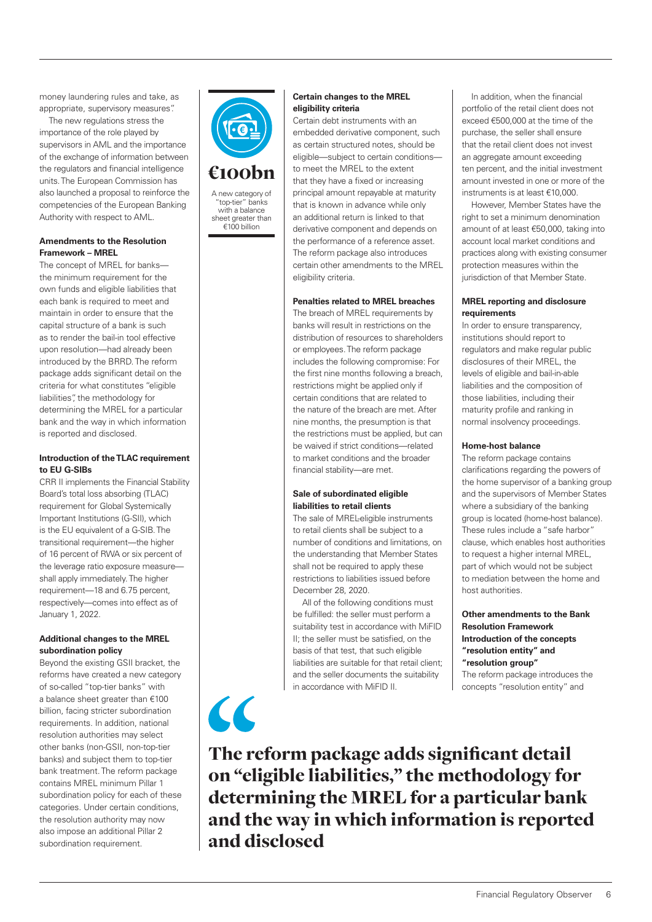money laundering rules and take, as appropriate, supervisory measures".

The new regulations stress the importance of the role played by supervisors in AML and the importance of the exchange of information between the regulators and financial intelligence units. The European Commission has also launched a proposal to reinforce the competencies of the European Banking Authority with respect to AML.

### Amendments to the Resolution Framework – MREL

The concept of MREL for banks—the minimum requirement for the own funds and eligible liabilities that each bank is required to meet and maintain in order to ensure that the capital structure of a bank is such as to render the bail-in tool effective upon resolution—had already been introduced by the BRRD. The reform package adds significant detail on the criteria for what constitutes "eligible liabilities", the methodology for determining the MREL for a particular bank and the way in which information is reported and disclosed.

### Introduction of the TLAC requirement to EU G-SIBs

CRR II implements the Financial Stability Board's total loss absorbing (TLAC) requirement for Global Systemically Important Institutions (G-SII), which is the EU equivalent of a G-SIB. The transitional requirement—the higher of 16 percent of RWA or six percent of the leverage ratio exposure measure—shall apply immediately. The higher requirement—18 and 6.75 percent, respectively—comes into effect as of January 1, 2022.

### Additional changes to the MREL subordination policy

Beyond the existing GSII bracket, the reforms have created a new category of so-called "top-tier banks" with a balance sheet greater than €100 billion, facing stricter subordination requirements. In addition, national resolution authorities may select other banks (non-GSII, non-top-tier banks) and subject them to top-tier bank treatment. The reform package contains MREL minimum Pillar 1 subordination policy for each of these categories. Under certain conditions, the resolution authority may now also impose an additional Pillar 2 subordination requirement.

**€100bn**

A new category of "top-tier" banks with a balance sheet greater than €100 billion

### Certain changes to the MREL eligibility criteria

Certain debt instruments with an embedded derivative component, such as certain structured notes, should be eligible—subject to certain conditions—to meet the MREL to the extent that they have a fixed or increasing principal amount repayable at maturity that is known in advance while only an additional return is linked to that derivative component and depends on the performance of a reference asset. The reform package also introduces certain other amendments to the MREL eligibility criteria.

### Penalties related to MREL breaches

The breach of MREL requirements by banks will result in restrictions on the distribution of resources to shareholders or employees. The reform package includes the following compromise: For the first nine months following a breach, restrictions might be applied only if certain conditions that are related to the nature of the breach are met. After nine months, the presumption is that the restrictions must be applied, but can be waived if strict conditions—related to market conditions and the broader financial stability—are met.

### Sale of subordinated eligible liabilities to retail clients

The sale of MREL-eligible instruments to retail clients shall be subject to a number of conditions and limitations, on the understanding that Member States shall not be required to apply these restrictions to liabilities issued before December 28, 2020.

All of the following conditions must be fulfilled: the seller must perform a suitability test in accordance with MiFID II; the seller must be satisfied, on the basis of that test, that such eligible liabilities are suitable for that retail client; and the seller documents the suitability in accordance with MiFID II.

In addition, when the financial portfolio of the retail client does not exceed €500,000 at the time of the purchase, the seller shall ensure that the retail client does not invest an aggregate amount exceeding ten percent, and the initial investment amount invested in one or more of the instruments is at least €10,000.

However, Member States have the right to set a minimum denomination amount of at least €50,000, taking into account local market conditions and practices along with existing consumer protection measures within the jurisdiction of that Member State.

### MREL reporting and disclosure requirements

In order to ensure transparency, institutions should report to regulators and make regular public disclosures of their MREL, the levels of eligible and bail-in-able liabilities and the composition of those liabilities, including their maturity profile and ranking in normal insolvency proceedings.

### Home-host balance

The reform package contains clarifications regarding the powers of the home supervisor of a banking group and the supervisors of Member States where a subsidiary of the banking group is located (home-host balance). These rules include a "safe harbor" clause, which enables host authorities to request a higher internal MREL, part of which would not be subject to mediation between the home and host authorities.

### Other amendments to the Bank Resolution Framework

#### Introduction of the concepts "resolution entity" and "resolution group"

The reform package introduces the concepts "resolution entity" and

> "The reform package adds significant detail on "eligible liabilities," the methodology for determining the MREL for a particular bank and the way in which information is reported and disclosed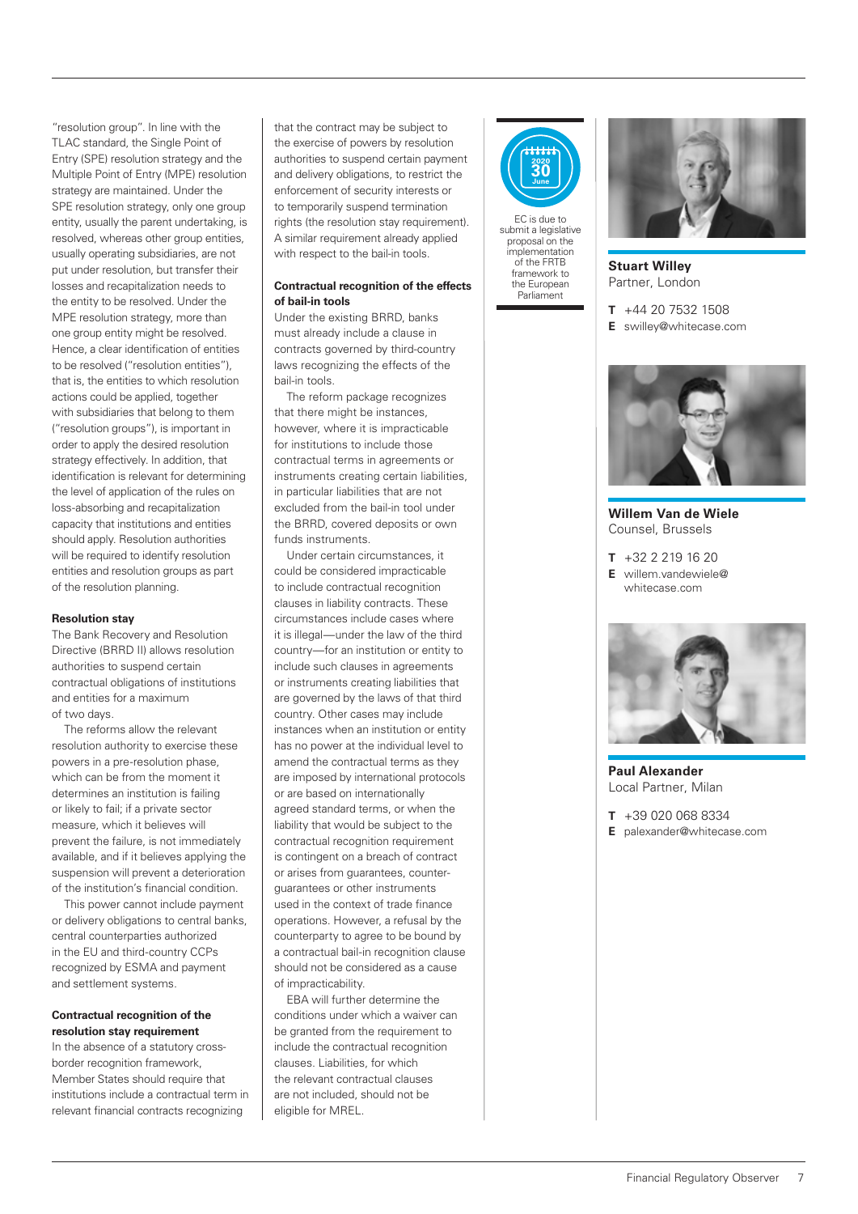"resolution group". In line with the TLAC standard, the Single Point of Entry (SPE) resolution strategy and the Multiple Point of Entry (MPE) resolution strategy are maintained. Under the SPE resolution strategy, only one group entity, usually the parent undertaking, is resolved, whereas other group entities, usually operating subsidiaries, are not put under resolution, but transfer their losses and recapitalization needs to the entity to be resolved. Under the MPE resolution strategy, more than one group entity might be resolved. Hence, a clear identification of entities to be resolved ("resolution entities"), that is, the entities to which resolution actions could be applied, together with subsidiaries that belong to them ("resolution groups"), is important in order to apply the desired resolution strategy effectively. In addition, that identification is relevant for determining the level of application of the rules on loss-absorbing and recapitalization capacity that institutions and entities should apply. Resolution authorities will be required to identify resolution entities and resolution groups as part of the resolution planning.

**Resolution stay**

The Bank Recovery and Resolution Directive (BRRD II) allows resolution authorities to suspend certain contractual obligations of institutions and entities for a maximum of two days.

The reforms allow the relevant resolution authority to exercise these powers in a pre-resolution phase, which can be from the moment it determines an institution is failing or likely to fail; if a private sector measure, which it believes will prevent the failure, is not immediately available, and if it believes applying the suspension will prevent a deterioration of the institution's financial condition.

This power cannot include payment or delivery obligations to central banks, central counterparties authorized in the EU and third-country CCPs recognized by ESMA and payment and settlement systems.

**Contractual recognition of the resolution stay requirement**

In the absence of a statutory cross-border recognition framework, Member States should require that institutions include a contractual term in relevant financial contracts recognizing that the contract may be subject to the exercise of powers by resolution authorities to suspend certain payment and delivery obligations, to restrict the enforcement of security interests or to temporarily suspend termination rights (the resolution stay requirement). A similar requirement already applied with respect to the bail-in tools.

**Contractual recognition of the effects of bail-in tools**

Under the existing BRRD, banks must already include a clause in contracts governed by third-country laws recognizing the effects of the bail-in tools.

The reform package recognizes that there might be instances, however, where it is impracticable for institutions to include those contractual terms in agreements or instruments creating certain liabilities, in particular liabilities that are not excluded from the bail-in tool under the BRRD, covered deposits or own funds instruments.

Under certain circumstances, it could be considered impracticable to include contractual recognition clauses in liability contracts. These circumstances include cases where it is illegal—under the law of the third country—for an institution or entity to include such clauses in agreements or instruments creating liabilities that are governed by the laws of that third country. Other cases may include instances when an institution or entity has no power at the individual level to amend the contractual terms as they are imposed by international protocols or are based on internationally agreed standard terms, or when the liability that would be subject to the contractual recognition requirement is contingent on a breach of contract or arises from guarantees, counter-guarantees or other instruments used in the context of trade finance operations. However, a refusal by the counterparty to agree to be bound by a contractual bail-in recognition clause should not be considered as a cause of impracticability.

EBA will further determine the conditions under which a waiver can be granted from the requirement to include the contractual recognition clauses. Liabilities, for which the relevant contractual clauses are not included, should not be eligible for MREL.

2020 30 June

EC is due to submit a legislative proposal on the implementation of the FRTB framework to the European Parliament

**Stuart Willey**
Partner, London

**T** +44 20 7532 1508
**E** swilley@whitecase.com

**Willem Van de Wiele**
Counsel, Brussels

**T** +32 2 219 16 20
**E** willem.vandewiele@whitecase.com

**Paul Alexander**
Local Partner, Milan

**T** +39 020 068 8334
**E** palexander@whitecase.com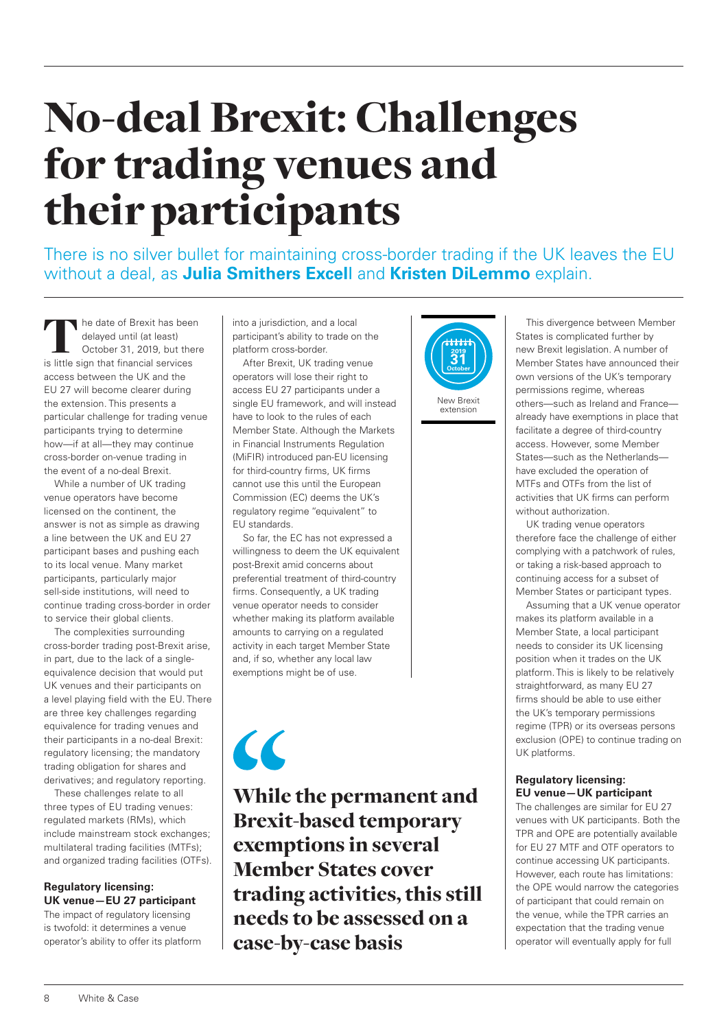# No-deal Brexit: Challenges for trading venues and their participants

There is no silver bullet for maintaining cross-border trading if the UK leaves the EU without a deal, as **Julia Smithers Excell** and **Kristen DiLemmo** explain.

The date of Brexit has been delayed until (at least) October 31, 2019, but there is little sign that financial services access between the UK and the EU 27 will become clearer during the extension. This presents a particular challenge for trading venue participants trying to determine how—if at all—they may continue cross-border on-venue trading in the event of a no-deal Brexit.

While a number of UK trading venue operators have become licensed on the continent, the answer is not as simple as drawing a line between the UK and EU 27 participant bases and pushing each to its local venue. Many market participants, particularly major sell-side institutions, will need to continue trading cross-border in order to service their global clients.

The complexities surrounding cross-border trading post-Brexit arise, in part, due to the lack of a single-equivalence decision that would put UK venues and their participants on a level playing field with the EU. There are three key challenges regarding equivalence for trading venues and their participants in a no-deal Brexit: regulatory licensing; the mandatory trading obligation for shares and derivatives; and regulatory reporting.

These challenges relate to all three types of EU trading venues: regulated markets (RMs), which include mainstream stock exchanges; multilateral trading facilities (MTFs); and organized trading facilities (OTFs).

### Regulatory licensing: UK venue—EU 27 participant

The impact of regulatory licensing is twofold: it determines a venue operator's ability to offer its platform into a jurisdiction, and a local participant's ability to trade on the platform cross-border.

After Brexit, UK trading venue operators will lose their right to access EU 27 participants under a single EU framework, and will instead have to look to the rules of each Member State. Although the Markets in Financial Instruments Regulation (MiFIR) introduced pan-EU licensing for third-country firms, UK firms cannot use this until the European Commission (EC) deems the UK's regulatory regime "equivalent" to EU standards.

So far, the EC has not expressed a willingness to deem the UK equivalent post-Brexit amid concerns about preferential treatment of third-country firms. Consequently, a UK trading venue operator needs to consider whether making its platform available amounts to carrying on a regulated activity in each target Member State and, if so, whether any local law exemptions might be of use.

2019 31 October

New Brexit extension

> **While the permanent and Brexit-based temporary exemptions in several Member States cover trading activities, this still needs to be assessed on a case-by-case basis**

This divergence between Member States is complicated further by new Brexit legislation. A number of Member States have announced their own versions of the UK's temporary permissions regime, whereas others—such as Ireland and France—already have exemptions in place that facilitate a degree of third-country access. However, some Member States—such as the Netherlands—have excluded the operation of MTFs and OTFs from the list of activities that UK firms can perform without authorization.

UK trading venue operators therefore face the challenge of either complying with a patchwork of rules, or taking a risk-based approach to continuing access for a subset of Member States or participant types.

Assuming that a UK venue operator makes its platform available in a Member State, a local participant needs to consider its UK licensing position when it trades on the UK platform. This is likely to be relatively straightforward, as many EU 27 firms should be able to use either the UK's temporary permissions regime (TPR) or its overseas persons exclusion (OPE) to continue trading on UK platforms.

### Regulatory licensing: EU venue—UK participant

The challenges are similar for EU 27 venues with UK participants. Both the TPR and OPE are potentially available for EU 27 MTF and OTF operators to continue accessing UK participants. However, each route has limitations: the OPE would narrow the categories of participant that could remain on the venue, while the TPR carries an expectation that the trading venue operator will eventually apply for full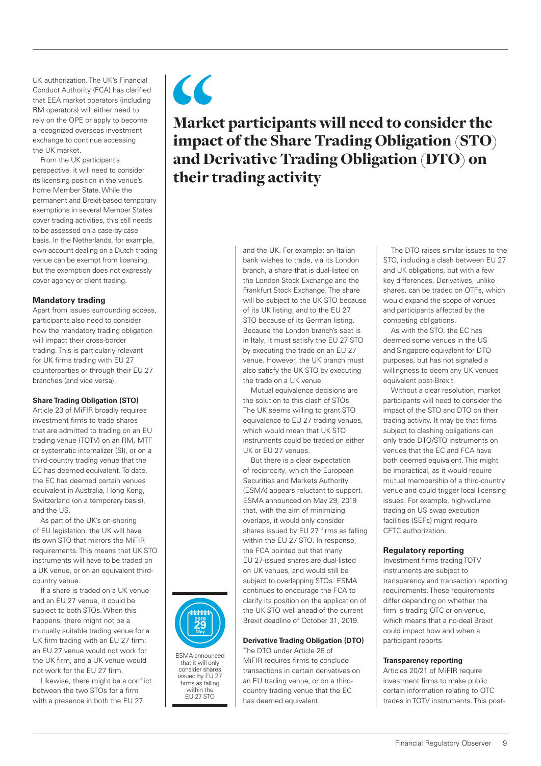UK authorization. The UK's Financial Conduct Authority (FCA) has clarified that EEA market operators (including RM operators) will either need to rely on the OPE or apply to become a recognized overseas investment exchange to continue accessing the UK market.

From the UK participant's perspective, it will need to consider its licensing position in the venue's home Member State. While the permanent and Brexit-based temporary exemptions in several Member States cover trading activities, this still needs to be assessed on a case-by-case basis. In the Netherlands, for example, own-account dealing on a Dutch trading venue can be exempt from licensing, but the exemption does not expressly cover agency or client trading.

> **Market participants will need to consider the impact of the Share Trading Obligation (STO) and Derivative Trading Obligation (DTO) on their trading activity**

## Mandatory trading

Apart from issues surrounding access, participants also need to consider how the mandatory trading obligation will impact their cross-border trading. This is particularly relevant for UK firms trading with EU 27 counterparties or through their EU 27 branches (and vice versa).

### Share Trading Obligation (STO)

Article 23 of MiFIR broadly requires investment firms to trade shares that are admitted to trading on an EU trading venue (TOTV) on an RM, MTF or systematic internalizer (SI), or on a third-country trading venue that the EC has deemed equivalent. To date, the EC has deemed certain venues equivalent in Australia, Hong Kong, Switzerland (on a temporary basis), and the US.

As part of the UK's on-shoring of EU legislation, the UK will have its own STO that mirrors the MiFIR requirements. This means that UK STO instruments will have to be traded on a UK venue, or on an equivalent third-country venue.

If a share is traded on a UK venue and an EU 27 venue, it could be subject to both STOs. When this happens, there might not be a mutually suitable trading venue for a UK firm trading with an EU 27 firm: an EU 27 venue would not work for the UK firm, and a UK venue would not work for the EU 27 firm.

Likewise, there might be a conflict between the two STOs for a firm with a presence in both the EU 27 and the UK. For example: an Italian bank wishes to trade, via its London branch, a share that is dual-listed on the London Stock Exchange and the Frankfurt Stock Exchange. The share will be subject to the UK STO because of its UK listing, and to the EU 27 STO because of its German listing. Because the London branch's seat is in Italy, it must satisfy the EU 27 STO by executing the trade on an EU 27 venue. However, the UK branch must also satisfy the UK STO by executing the trade on a UK venue.

Mutual equivalence decisions are the solution to this clash of STOs. The UK seems willing to grant STO equivalence to EU 27 trading venues, which would mean that UK STO instruments could be traded on either UK or EU 27 venues.

But there is a clear expectation of reciprocity, which the European Securities and Markets Authority (ESMA) appears reluctant to support. ESMA announced on May 29, 2019 that, with the aim of minimizing overlaps, it would only consider shares issued by EU 27 firms as falling within the EU 27 STO. In response, the FCA pointed out that many EU 27-issued shares are dual-listed on UK venues, and would still be subject to overlapping STOs. ESMA continues to encourage the FCA to clarify its position on the application of the UK STO well ahead of the current Brexit deadline of October 31, 2019.

2019 29 May

ESMA announced that it will only consider shares issued by EU 27 firms as falling within the EU 27 STO

### Derivative Trading Obligation (DTO)

The DTO under Article 28 of MiFIR requires firms to conclude transactions in certain derivatives on an EU trading venue, or on a third-country trading venue that the EC has deemed equivalent.

The DTO raises similar issues to the STO, including a clash between EU 27 and UK obligations, but with a few key differences. Derivatives, unlike shares, can be traded on OTFs, which would expand the scope of venues and participants affected by the competing obligations.

As with the STO, the EC has deemed some venues in the US and Singapore equivalent for DTO purposes, but has not signaled a willingness to deem any UK venues equivalent post-Brexit.

Without a clear resolution, market participants will need to consider the impact of the STO and DTO on their trading activity. It may be that firms subject to clashing obligations can only trade DTO/STO instruments on venues that the EC and FCA have both deemed equivalent. This might be impractical, as it would require mutual membership of a third-country venue and could trigger local licensing issues. For example, high-volume trading on US swap execution facilities (SEFs) might require CFTC authorization.

## Regulatory reporting

Investment firms trading TOTV instruments are subject to transparency and transaction reporting requirements. These requirements differ depending on whether the firm is trading OTC or on-venue, which means that a no-deal Brexit could impact how and when a participant reports.

### Transparency reporting

Articles 20/21 of MiFIR require investment firms to make public certain information relating to OTC trades in TOTV instruments. This post-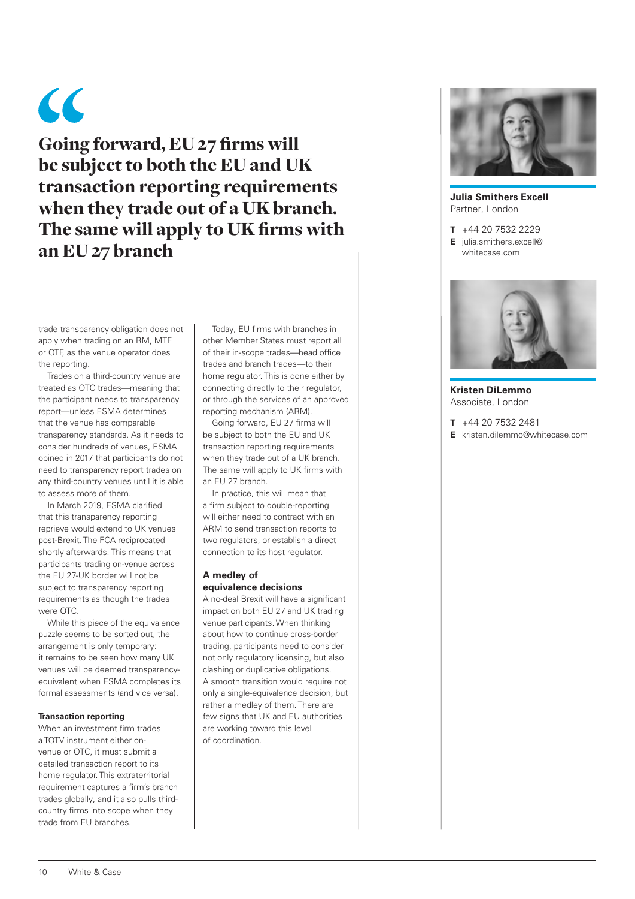> **Going forward, EU 27 firms will be subject to both the EU and UK transaction reporting requirements when they trade out of a UK branch. The same will apply to UK firms with an EU 27 branch**

trade transparency obligation does not apply when trading on an RM, MTF or OTF, as the venue operator does the reporting.

Trades on a third-country venue are treated as OTC trades—meaning that the participant needs to transparency report—unless ESMA determines that the venue has comparable transparency standards. As it needs to consider hundreds of venues, ESMA opined in 2017 that participants do not need to transparency report trades on any third-country venues until it is able to assess more of them.

In March 2019, ESMA clarified that this transparency reporting reprieve would extend to UK venues post-Brexit. The FCA reciprocated shortly afterwards. This means that participants trading on-venue across the EU 27-UK border will not be subject to transparency reporting requirements as though the trades were OTC.

While this piece of the equivalence puzzle seems to be sorted out, the arrangement is only temporary: it remains to be seen how many UK venues will be deemed transparency-equivalent when ESMA completes its formal assessments (and vice versa).

### Transaction reporting

When an investment firm trades a TOTV instrument either on-venue or OTC, it must submit a detailed transaction report to its home regulator. This extraterritorial requirement captures a firm's branch trades globally, and it also pulls third-country firms into scope when they trade from EU branches.

Today, EU firms with branches in other Member States must report all of their in-scope trades—head office trades and branch trades—to their home regulator. This is done either by connecting directly to their regulator, or through the services of an approved reporting mechanism (ARM).

Going forward, EU 27 firms will be subject to both the EU and UK transaction reporting requirements when they trade out of a UK branch. The same will apply to UK firms with an EU 27 branch.

In practice, this will mean that a firm subject to double-reporting will either need to contract with an ARM to send transaction reports to two regulators, or establish a direct connection to its host regulator.

### A medley of equivalence decisions

A no-deal Brexit will have a significant impact on both EU 27 and UK trading venue participants. When thinking about how to continue cross-border trading, participants need to consider not only regulatory licensing, but also clashing or duplicative obligations. A smooth transition would require not only a single-equivalence decision, but rather a medley of them. There are few signs that UK and EU authorities are working toward this level of coordination.

**Julia Smithers Excell**
Partner, London

**T** +44 20 7532 2229
**E** julia.smithers.excell@whitecase.com

**Kristen DiLemmo**
Associate, London

**T** +44 20 7532 2481
**E** kristen.dilemmo@whitecase.com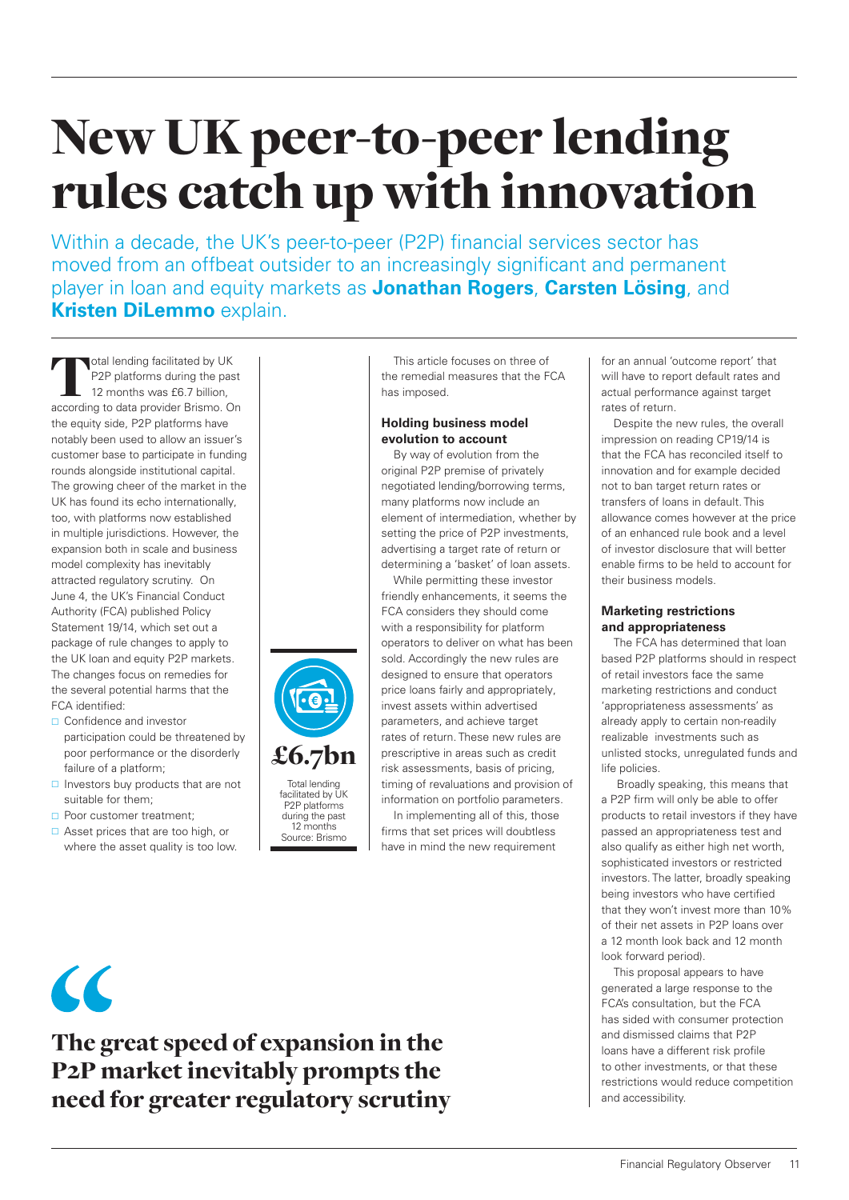# New UK peer-to-peer lending rules catch up with innovation

Within a decade, the UK's peer-to-peer (P2P) financial services sector has moved from an offbeat outsider to an increasingly significant and permanent player in loan and equity markets as **Jonathan Rogers**, **Carsten Lösing**, and **Kristen DiLemmo** explain.

Total lending facilitated by UK P2P platforms during the past 12 months was £6.7 billion, according to data provider Brismo. On the equity side, P2P platforms have notably been used to allow an issuer's customer base to participate in funding rounds alongside institutional capital. The growing cheer of the market in the UK has found its echo internationally, too, with platforms now established in multiple jurisdictions. However, the expansion both in scale and business model complexity has inevitably attracted regulatory scrutiny. On June 4, the UK's Financial Conduct Authority (FCA) published Policy Statement 19/14, which set out a package of rule changes to apply to the UK loan and equity P2P markets. The changes focus on remedies for the several potential harms that the FCA identified:

- Confidence and investor participation could be threatened by poor performance or the disorderly failure of a platform;
- Investors buy products that are not suitable for them;
- Poor customer treatment;
- Asset prices that are too high, or where the asset quality is too low.

**£6.7bn**

Total lending facilitated by UK P2P platforms during the past 12 months
Source: Brismo

This article focuses on three of the remedial measures that the FCA has imposed.

### Holding business model evolution to account

By way of evolution from the original P2P premise of privately negotiated lending/borrowing terms, many platforms now include an element of intermediation, whether by setting the price of P2P investments, advertising a target rate of return or determining a 'basket' of loan assets.

While permitting these investor friendly enhancements, it seems the FCA considers they should come with a responsibility for platform operators to deliver on what has been sold. Accordingly the new rules are designed to ensure that operators price loans fairly and appropriately, invest assets within advertised parameters, and achieve target rates of return. These new rules are prescriptive in areas such as credit risk assessments, basis of pricing, timing of revaluations and provision of information on portfolio parameters.

In implementing all of this, those firms that set prices will doubtless have in mind the new requirement for an annual 'outcome report' that will have to report default rates and actual performance against target rates of return.

Despite the new rules, the overall impression on reading CP19/14 is that the FCA has reconciled itself to innovation and for example decided not to ban target return rates or transfers of loans in default. This allowance comes however at the price of an enhanced rule book and a level of investor disclosure that will better enable firms to be held to account for their business models.

### Marketing restrictions and appropriateness

The FCA has determined that loan based P2P platforms should in respect of retail investors face the same marketing restrictions and conduct 'appropriateness assessments' as already apply to certain non-readily realizable investments such as unlisted stocks, unregulated funds and life policies.

Broadly speaking, this means that a P2P firm will only be able to offer products to retail investors if they have passed an appropriateness test and also qualify as either high net worth, sophisticated investors or restricted investors. The latter, broadly speaking being investors who have certified that they won't invest more than 10% of their net assets in P2P loans over a 12 month look back and 12 month look forward period).

This proposal appears to have generated a large response to the FCA's consultation, but the FCA has sided with consumer protection and dismissed claims that P2P loans have a different risk profile to other investments, or that these restrictions would reduce competition and accessibility.

> **The great speed of expansion in the P2P market inevitably prompts the need for greater regulatory scrutiny**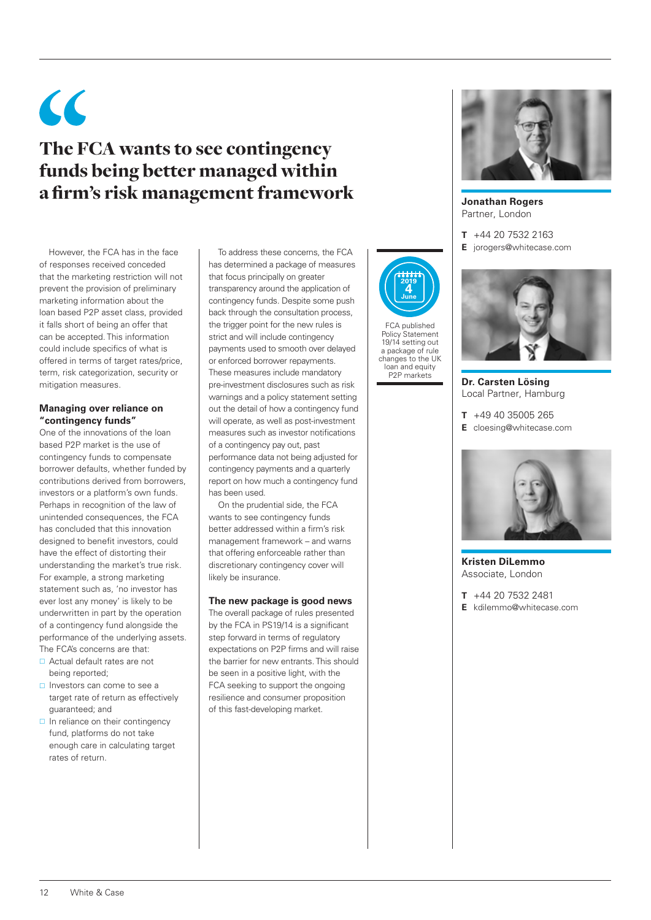## "The FCA wants to see contingency funds being better managed within a firm's risk management framework

However, the FCA has in the face of responses received conceded that the marketing restriction will not prevent the provision of preliminary marketing information about the loan based P2P asset class, provided it falls short of being an offer that can be accepted. This information could include specifics of what is offered in terms of target rates/price, term, risk categorization, security or mitigation measures.

### Managing over reliance on "contingency funds"

One of the innovations of the loan based P2P market is the use of contingency funds to compensate borrower defaults, whether funded by contributions derived from borrowers, investors or a platform's own funds. Perhaps in recognition of the law of unintended consequences, the FCA has concluded that this innovation designed to benefit investors, could have the effect of distorting their understanding the market's true risk. For example, a strong marketing statement such as, 'no investor has ever lost any money' is likely to be underwritten in part by the operation of a contingency fund alongside the performance of the underlying assets. The FCA's concerns are that:

- Actual default rates are not being reported;
- Investors can come to see a target rate of return as effectively guaranteed; and
- In reliance on their contingency fund, platforms do not take enough care in calculating target rates of return.

To address these concerns, the FCA has determined a package of measures that focus principally on greater transparency around the application of contingency funds. Despite some push back through the consultation process, the trigger point for the new rules is strict and will include contingency payments used to smooth over delayed or enforced borrower repayments. These measures include mandatory pre-investment disclosures such as risk warnings and a policy statement setting out the detail of how a contingency fund will operate, as well as post-investment measures such as investor notifications of a contingency pay out, past performance data not being adjusted for contingency payments and a quarterly report on how much a contingency fund has been used.

On the prudential side, the FCA wants to see contingency funds better addressed within a firm's risk management framework – and warns that offering enforceable rather than discretionary contingency cover will likely be insurance.

### The new package is good news

The overall package of rules presented by the FCA in PS19/14 is a significant step forward in terms of regulatory expectations on P2P firms and will raise the barrier for new entrants. This should be seen in a positive light, with the FCA seeking to support the ongoing resilience and consumer proposition of this fast-developing market.

2019 4 June

FCA published Policy Statement 19/14 setting out a package of rule changes to the UK loan and equity P2P markets

**Jonathan Rogers**
Partner, London

**T** +44 20 7532 2163
**E** jorogers@whitecase.com

**Dr. Carsten Lösing**
Local Partner, Hamburg

**T** +49 40 35005 265
**E** cloesing@whitecase.com

**Kristen DiLemmo**
Associate, London

**T** +44 20 7532 2481
**E** kdilemmo@whitecase.com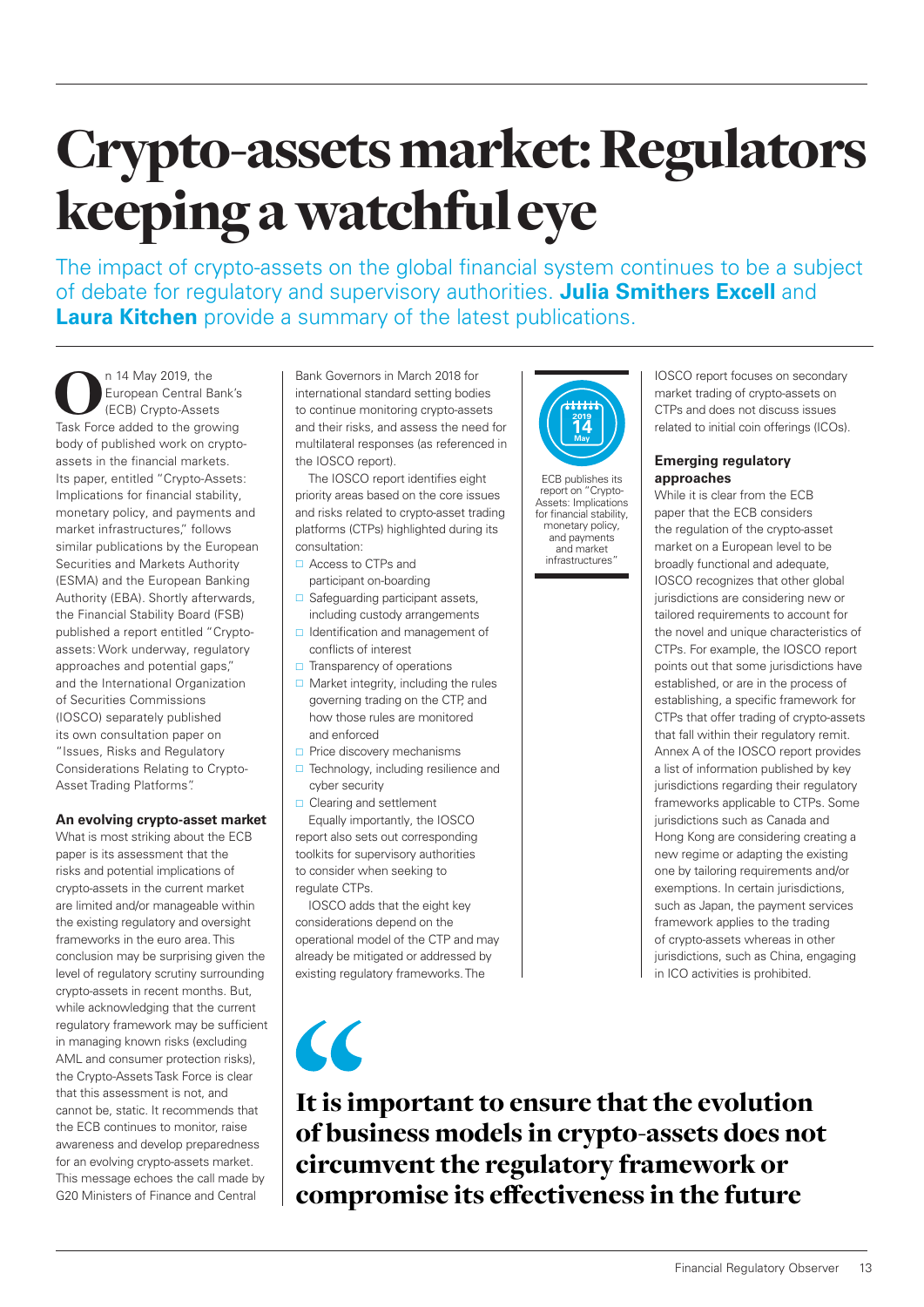# Crypto-assets market: Regulators keeping a watchful eye

The impact of crypto-assets on the global financial system continues to be a subject of debate for regulatory and supervisory authorities. **Julia Smithers Excell** and **Laura Kitchen** provide a summary of the latest publications.

On 14 May 2019, the European Central Bank's (ECB) Crypto-Assets Task Force added to the growing body of published work on crypto-assets in the financial markets. Its paper, entitled "Crypto-Assets: Implications for financial stability, monetary policy, and payments and market infrastructures," follows similar publications by the European Securities and Markets Authority (ESMA) and the European Banking Authority (EBA). Shortly afterwards, the Financial Stability Board (FSB) published a report entitled "Crypto-assets: Work underway, regulatory approaches and potential gaps," and the International Organization of Securities Commissions (IOSCO) separately published its own consultation paper on "Issues, Risks and Regulatory Considerations Relating to Crypto-Asset Trading Platforms".

### An evolving crypto-asset market

What is most striking about the ECB paper is its assessment that the risks and potential implications of crypto-assets in the current market are limited and/or manageable within the existing regulatory and oversight frameworks in the euro area. This conclusion may be surprising given the level of regulatory scrutiny surrounding crypto-assets in recent months. But, while acknowledging that the current regulatory framework may be sufficient in managing known risks (excluding AML and consumer protection risks), the Crypto-Assets Task Force is clear that this assessment is not, and cannot be, static. It recommends that the ECB continues to monitor, raise awareness and develop preparedness for an evolving crypto-assets market. This message echoes the call made by G20 Ministers of Finance and Central Bank Governors in March 2018 for international standard setting bodies to continue monitoring crypto-assets and their risks, and assess the need for multilateral responses (as referenced in the IOSCO report).

The IOSCO report identifies eight priority areas based on the core issues and risks related to crypto-asset trading platforms (CTPs) highlighted during its consultation:

- Access to CTPs and participant on-boarding
- Safeguarding participant assets, including custody arrangements
- Identification and management of conflicts of interest
- Transparency of operations
- Market integrity, including the rules governing trading on the CTP, and how those rules are monitored and enforced
- Price discovery mechanisms
- Technology, including resilience and cyber security
- Clearing and settlement

Equally importantly, the IOSCO report also sets out corresponding toolkits for supervisory authorities to consider when seeking to regulate CTPs.

IOSCO adds that the eight key considerations depend on the operational model of the CTP and may already be mitigated or addressed by existing regulatory frameworks. The IOSCO report focuses on secondary market trading of crypto-assets on CTPs and does not discuss issues related to initial coin offerings (ICOs).

2019 14 May

ECB publishes its report on "Crypto-Assets: Implications for financial stability, monetary policy, and payments and market infrastructures"

### Emerging regulatory approaches

While it is clear from the ECB paper that the ECB considers the regulation of the crypto-asset market on a European level to be broadly functional and adequate, IOSCO recognizes that other global jurisdictions are considering new or tailored requirements to account for the novel and unique characteristics of CTPs. For example, the IOSCO report points out that some jurisdictions have established, or are in the process of establishing, a specific framework for CTPs that offer trading of crypto-assets that fall within their regulatory remit. Annex A of the IOSCO report provides a list of information published by key jurisdictions regarding their regulatory frameworks applicable to CTPs. Some jurisdictions such as Canada and Hong Kong are considering creating a new regime or adapting the existing one by tailoring requirements and/or exemptions. In certain jurisdictions, such as Japan, the payment services framework applies to the trading of crypto-assets whereas in other jurisdictions, such as China, engaging in ICO activities is prohibited.

> **It is important to ensure that the evolution of business models in crypto-assets does not circumvent the regulatory framework or compromise its effectiveness in the future**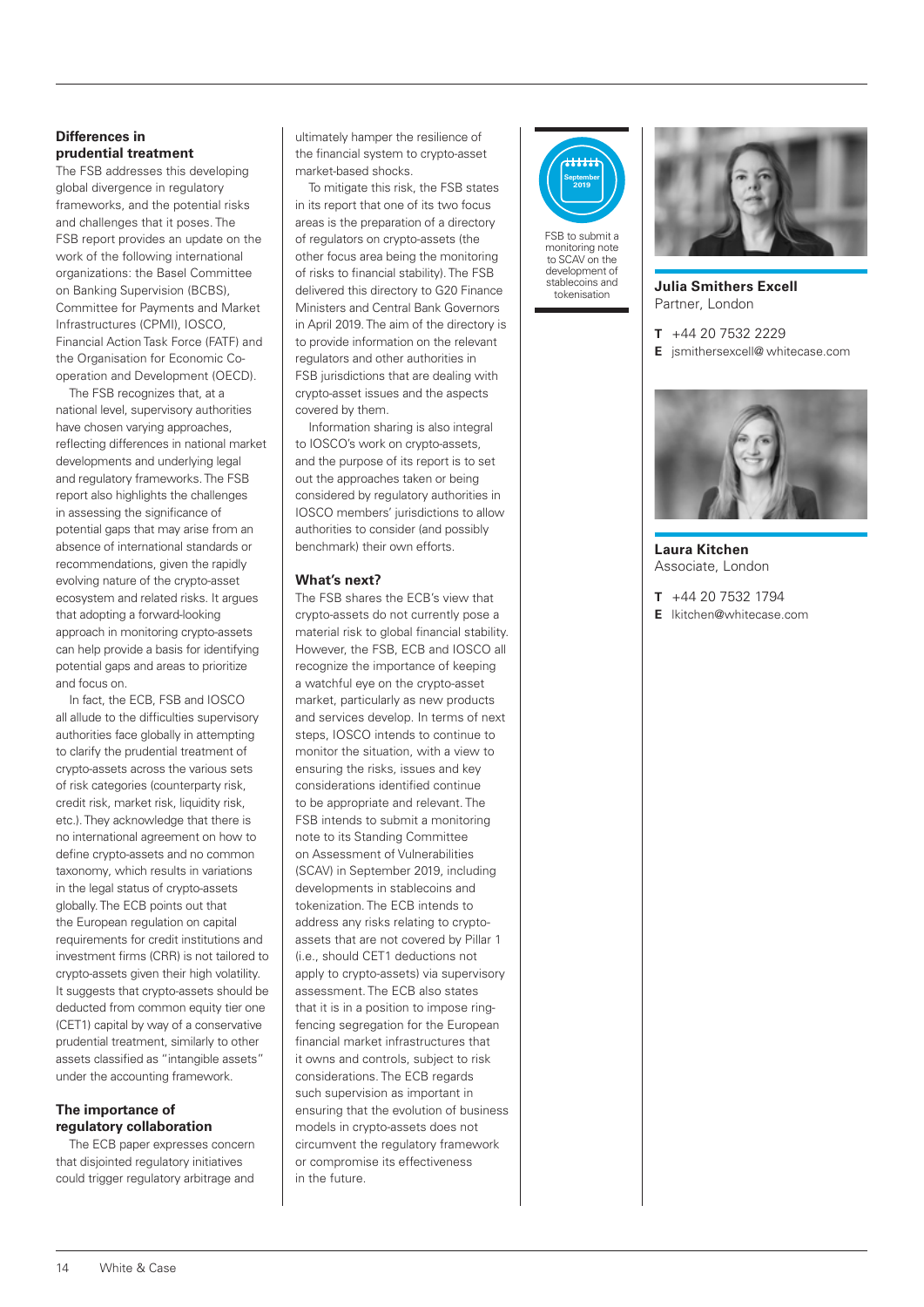### Differences in prudential treatment

The FSB addresses this developing global divergence in regulatory frameworks, and the potential risks and challenges that it poses. The FSB report provides an update on the work of the following international organizations: the Basel Committee on Banking Supervision (BCBS), Committee for Payments and Market Infrastructures (CPMI), IOSCO, Financial Action Task Force (FATF) and the Organisation for Economic Co-operation and Development (OECD).

The FSB recognizes that, at a national level, supervisory authorities have chosen varying approaches, reflecting differences in national market developments and underlying legal and regulatory frameworks. The FSB report also highlights the challenges in assessing the significance of potential gaps that may arise from an absence of international standards or recommendations, given the rapidly evolving nature of the crypto-asset ecosystem and related risks. It argues that adopting a forward-looking approach in monitoring crypto-assets can help provide a basis for identifying potential gaps and areas to prioritize and focus on.

In fact, the ECB, FSB and IOSCO all allude to the difficulties supervisory authorities face globally in attempting to clarify the prudential treatment of crypto-assets across the various sets of risk categories (counterparty risk, credit risk, market risk, liquidity risk, etc.). They acknowledge that there is no international agreement on how to define crypto-assets and no common taxonomy, which results in variations in the legal status of crypto-assets globally. The ECB points out that the European regulation on capital requirements for credit institutions and investment firms (CRR) is not tailored to crypto-assets given their high volatility. It suggests that crypto-assets should be deducted from common equity tier one (CET1) capital by way of a conservative prudential treatment, similarly to other assets classified as "intangible assets" under the accounting framework.

### The importance of regulatory collaboration

The ECB paper expresses concern that disjointed regulatory initiatives could trigger regulatory arbitrage and ultimately hamper the resilience of the financial system to crypto-asset market-based shocks.

To mitigate this risk, the FSB states in its report that one of its two focus areas is the preparation of a directory of regulators on crypto-assets (the other focus area being the monitoring of risks to financial stability). The FSB delivered this directory to G20 Finance Ministers and Central Bank Governors in April 2019. The aim of the directory is to provide information on the relevant regulators and other authorities in FSB jurisdictions that are dealing with crypto-asset issues and the aspects covered by them.

Information sharing is also integral to IOSCO's work on crypto-assets, and the purpose of its report is to set out the approaches taken or being considered by regulatory authorities in IOSCO members' jurisdictions to allow authorities to consider (and possibly benchmark) their own efforts.

### What's next?

The FSB shares the ECB's view that crypto-assets do not currently pose a material risk to global financial stability. However, the FSB, ECB and IOSCO all recognize the importance of keeping a watchful eye on the crypto-asset market, particularly as new products and services develop. In terms of next steps, IOSCO intends to continue to monitor the situation, with a view to ensuring the risks, issues and key considerations identified continue to be appropriate and relevant. The FSB intends to submit a monitoring note to its Standing Committee on Assessment of Vulnerabilities (SCAV) in September 2019, including developments in stablecoins and tokenization. The ECB intends to address any risks relating to crypto-assets that are not covered by Pillar 1 (i.e., should CET1 deductions not apply to crypto-assets) via supervisory assessment. The ECB also states that it is in a position to impose ring-fencing segregation for the European financial market infrastructures that it owns and controls, subject to risk considerations. The ECB regards such supervision as important in ensuring that the evolution of business models in crypto-assets does not circumvent the regulatory framework or compromise its effectiveness in the future.

September 2019

FSB to submit a monitoring note to SCAV on the development of stablecoins and tokenisation

**Julia Smithers Excell**
Partner, London

**T** +44 20 7532 2229
**E** jsmithersexcell@ whitecase.com

**Laura Kitchen**
Associate, London

**T** +44 20 7532 1794
**E** lkitchen@whitecase.com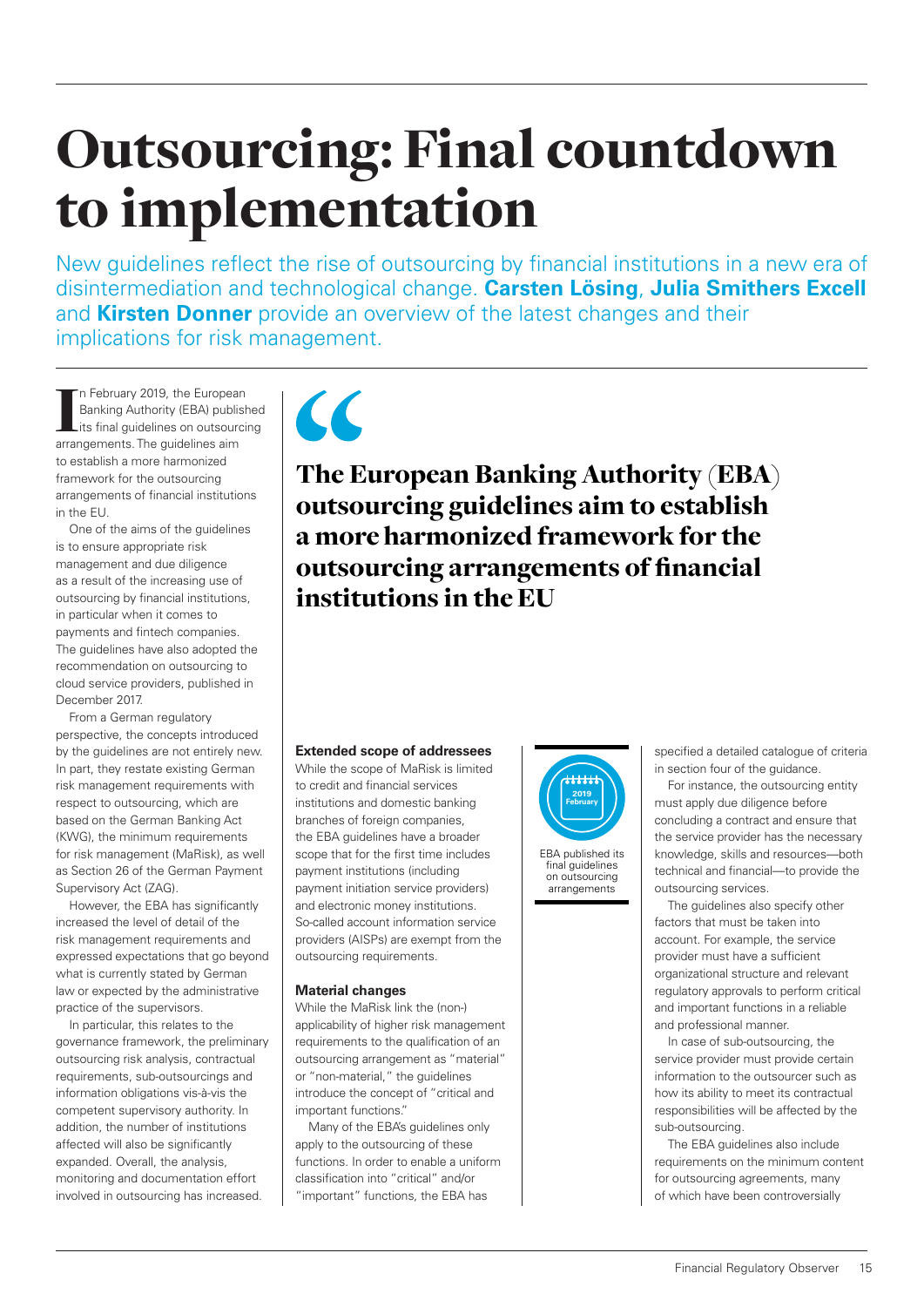# Outsourcing: Final countdown to implementation

New guidelines reflect the rise of outsourcing by financial institutions in a new era of disintermediation and technological change. **Carsten Lösing**, **Julia Smithers Excell** and **Kirsten Donner** provide an overview of the latest changes and their implications for risk management.

In February 2019, the European Banking Authority (EBA) published its final guidelines on outsourcing arrangements. The guidelines aim to establish a more harmonized framework for the outsourcing arrangements of financial institutions in the EU.

One of the aims of the guidelines is to ensure appropriate risk management and due diligence as a result of the increasing use of outsourcing by financial institutions, in particular when it comes to payments and fintech companies. The guidelines have also adopted the recommendation on outsourcing to cloud service providers, published in December 2017.

From a German regulatory perspective, the concepts introduced by the guidelines are not entirely new. In part, they restate existing German risk management requirements with respect to outsourcing, which are based on the German Banking Act (KWG), the minimum requirements for risk management (MaRisk), as well as Section 26 of the German Payment Supervisory Act (ZAG).

However, the EBA has significantly increased the level of detail of the risk management requirements and expressed expectations that go beyond what is currently stated by German law or expected by the administrative practice of the supervisors.

In particular, this relates to the governance framework, the preliminary outsourcing risk analysis, contractual requirements, sub-outsourcings and information obligations vis-à-vis the competent supervisory authority. In addition, the number of institutions affected will also be significantly expanded. Overall, the analysis, monitoring and documentation effort involved in outsourcing has increased.

> **The European Banking Authority (EBA) outsourcing guidelines aim to establish a more harmonized framework for the outsourcing arrangements of financial institutions in the EU**

### Extended scope of addressees

While the scope of MaRisk is limited to credit and financial services institutions and domestic banking branches of foreign companies, the EBA guidelines have a broader scope that for the first time includes payment institutions (including payment initiation service providers) and electronic money institutions. So-called account information service providers (AISPs) are exempt from the outsourcing requirements.

### Material changes

While the MaRisk link the (non-) applicability of higher risk management requirements to the qualification of an outsourcing arrangement as "material" or "non-material," the guidelines introduce the concept of "critical and important functions."

Many of the EBA's guidelines only apply to the outsourcing of these functions. In order to enable a uniform classification into "critical" and/or "important" functions, the EBA has specified a detailed catalogue of criteria in section four of the guidance.

2019 February

EBA published its final guidelines on outsourcing arrangements

For instance, the outsourcing entity must apply due diligence before concluding a contract and ensure that the service provider has the necessary knowledge, skills and resources—both technical and financial—to provide the outsourcing services.

The guidelines also specify other factors that must be taken into account. For example, the service provider must have a sufficient organizational structure and relevant regulatory approvals to perform critical and important functions in a reliable and professional manner.

In case of sub-outsourcing, the service provider must provide certain information to the outsourcer such as how its ability to meet its contractual responsibilities will be affected by the sub-outsourcing.

The EBA guidelines also include requirements on the minimum content for outsourcing agreements, many of which have been controversially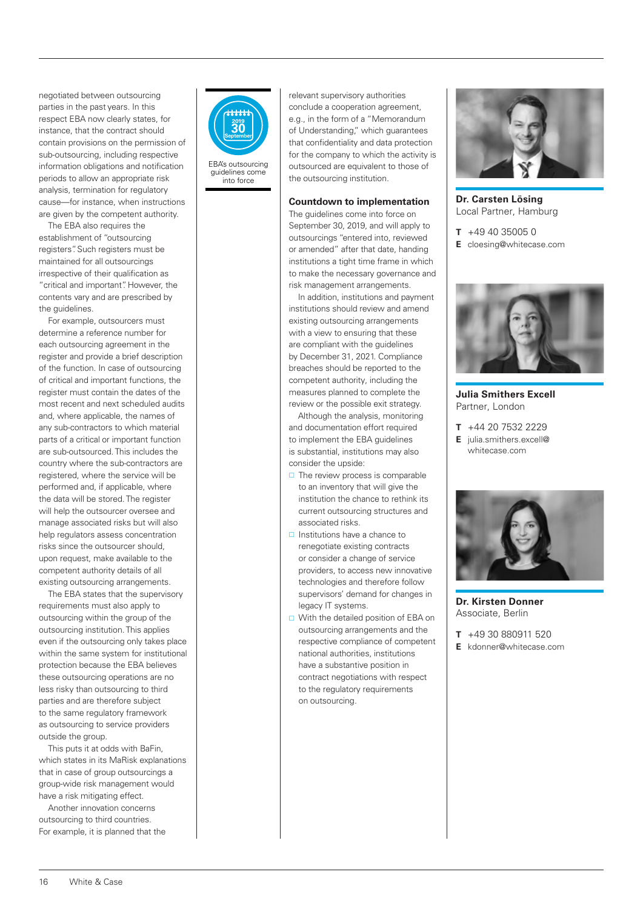negotiated between outsourcing parties in the past years. In this respect EBA now clearly states, for instance, that the contract should contain provisions on the permission of sub-outsourcing, including respective information obligations and notification periods to allow an appropriate risk analysis, termination for regulatory cause—for instance, when instructions are given by the competent authority.

The EBA also requires the establishment of "outsourcing registers." Such registers must be maintained for all outsourcings irrespective of their qualification as "critical and important." However, the contents vary and are prescribed by the guidelines.

For example, outsourcers must determine a reference number for each outsourcing agreement in the register and provide a brief description of the function. In case of outsourcing of critical and important functions, the register must contain the dates of the most recent and next scheduled audits and, where applicable, the names of any sub-contractors to which material parts of a critical or important function are sub-outsourced. This includes the country where the sub-contractors are registered, where the service will be performed and, if applicable, where the data will be stored. The register will help the outsourcer oversee and manage associated risks but will also help regulators assess concentration risks since the outsourcer should, upon request, make available to the competent authority details of all existing outsourcing arrangements.

The EBA states that the supervisory requirements must also apply to outsourcing within the group of the outsourcing institution. This applies even if the outsourcing only takes place within the same system for institutional protection because the EBA believes these outsourcing operations are no less risky than outsourcing to third parties and are therefore subject to the same regulatory framework as outsourcing to service providers outside the group.

This puts it at odds with BaFin, which states in its MaRisk explanations that in case of group outsourcings a group-wide risk management would have a risk mitigating effect.

Another innovation concerns outsourcing to third countries. For example, it is planned that the relevant supervisory authorities conclude a cooperation agreement, e.g., in the form of a "Memorandum of Understanding," which guarantees that confidentiality and data protection for the company to which the activity is outsourced are equivalent to those of the outsourcing institution.

2019 30 September

EBA's outsourcing guidelines come into force

### Countdown to implementation

The guidelines come into force on September 30, 2019, and will apply to outsourcings "entered into, reviewed or amended" after that date, handing institutions a tight time frame in which to make the necessary governance and risk management arrangements.

In addition, institutions and payment institutions should review and amend existing outsourcing arrangements with a view to ensuring that these are compliant with the guidelines by December 31, 2021. Compliance breaches should be reported to the competent authority, including the measures planned to complete the review or the possible exit strategy.

Although the analysis, monitoring and documentation effort required to implement the EBA guidelines is substantial, institutions may also consider the upside:

- The review process is comparable to an inventory that will give the institution the chance to rethink its current outsourcing structures and associated risks.
- Institutions have a chance to renegotiate existing contracts or consider a change of service providers, to access new innovative technologies and therefore follow supervisors' demand for changes in legacy IT systems.
- With the detailed position of EBA on outsourcing arrangements and the respective compliance of competent national authorities, institutions have a substantive position in contract negotiations with respect to the regulatory requirements on outsourcing.

**Dr. Carsten Lösing**
Local Partner, Hamburg

**T** +49 40 35005 0
**E** cloesing@whitecase.com

**Julia Smithers Excell**
Partner, London

**T** +44 20 7532 2229
**E** julia.smithers.excell@whitecase.com

**Dr. Kirsten Donner**
Associate, Berlin

**T** +49 30 880911 520
**E** kdonner@whitecase.com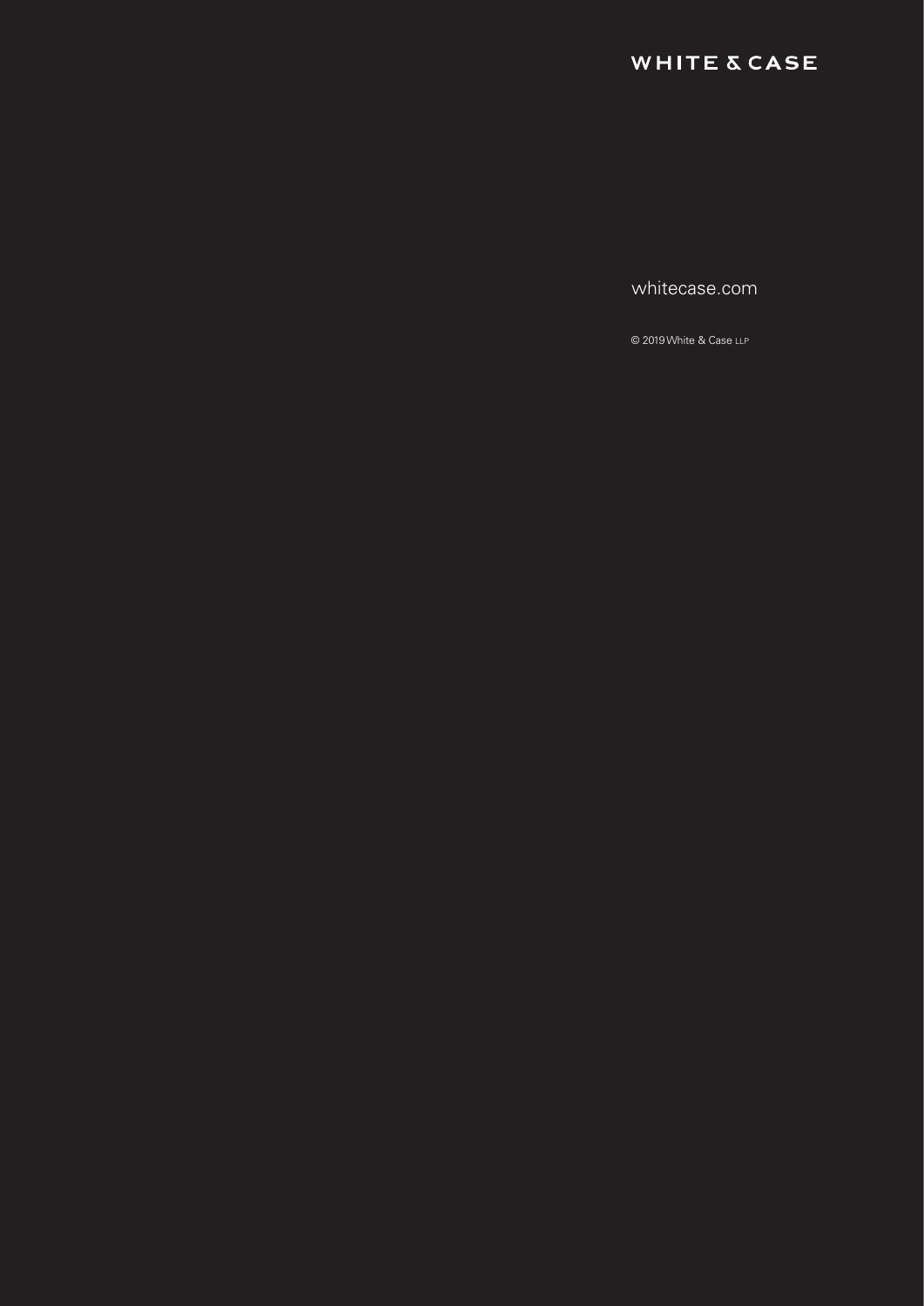WHITE & CASE

whitecase.com

© 2019 White & Case LLP